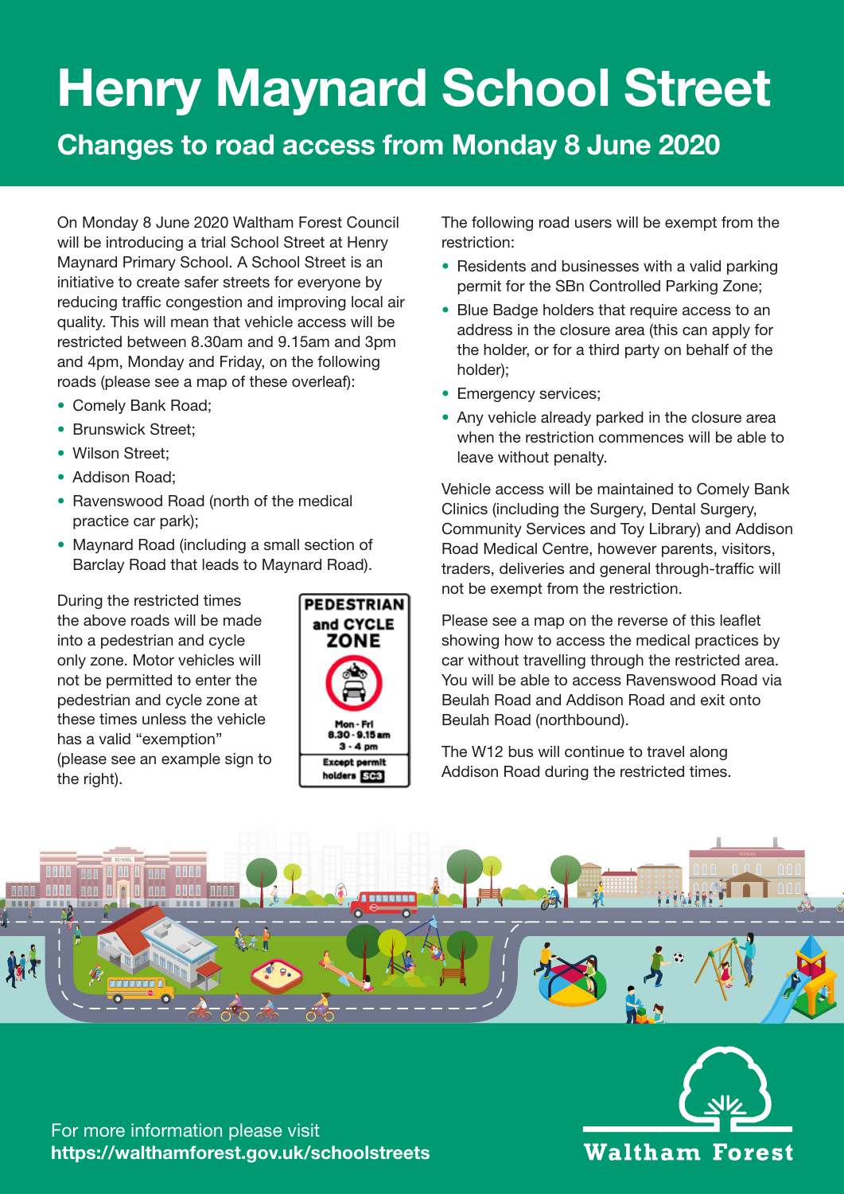# Henry Maynard School Street

## Changes to road access from Monday 8 June 2020

On Monday 8 June 2020 Waltham Forest Council will be introducing a trial School Street at Henry Maynard Primary School. A School Street is an initiative to create safer streets for everyone by reducing traffic congestion and improving local air quality. This will mean that vehicle access will be restricted between 8.30am and 9.15am and 3pm and 4pm, Monday and Friday, on the following roads (please see a map of these overleaf):

- Comely Bank Road;
- Brunswick Street;
- Wilson Street;
- Addison Road;
- Ravenswood Road (north of the medical practice car park);
- Maynard Road (including a small section of Barclay Road that leads to Maynard Road).

During the restricted times the above roads will be made into a pedestrian and cycle only zone. Motor vehicles will not be permitted to enter the pedestrian and cycle zone at these times unless the vehicle has a valid "exemption" (please see an example sign to the right).

PEDESTRIAN and CYCLE ZONE

Mon - Fri
8.30 - 9.15 am
3 - 4 pm

Except permit holders SC3

The following road users will be exempt from the restriction:

- Residents and businesses with a valid parking permit for the SBn Controlled Parking Zone;
- Blue Badge holders that require access to an address in the closure area (this can apply for the holder, or for a third party on behalf of the holder);
- Emergency services;
- Any vehicle already parked in the closure area when the restriction commences will be able to leave without penalty.

Vehicle access will be maintained to Comely Bank Clinics (including the Surgery, Dental Surgery, Community Services and Toy Library) and Addison Road Medical Centre, however parents, visitors, traders, deliveries and general through-traffic will not be exempt from the restriction.

Please see a map on the reverse of this leaflet showing how to access the medical practices by car without travelling through the restricted area. You will be able to access Ravenswood Road via Beulah Road and Addison Road and exit onto Beulah Road (northbound).

The W12 bus will continue to travel along Addison Road during the restricted times.

For more information please visit
**https://walthamforest.gov.uk/schoolstreets**

Waltham Forest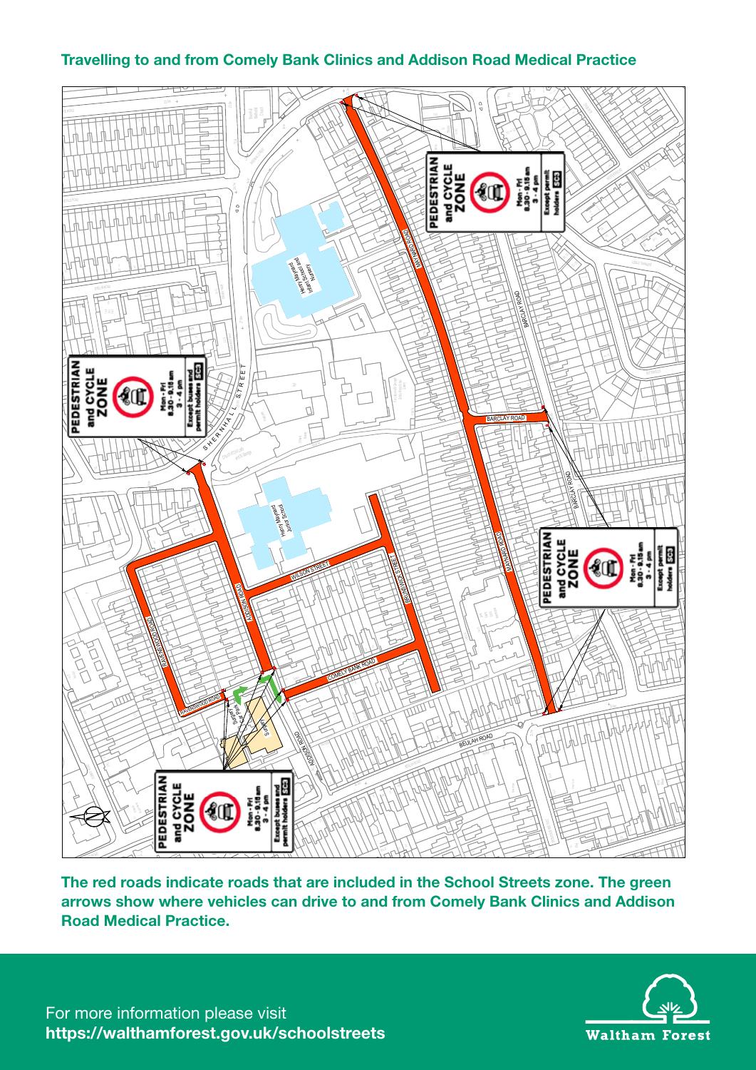## Travelling to and from Comely Bank Clinics and Addison Road Medical Practice

PEDESTRIAN and CYCLE ZONE

Mon - Fri
8.30 - 9.15 am
3 - 4 pm

Except permit holders

PEDESTRIAN and CYCLE ZONE

Mon - Fri
8.30 - 9.15 am
3 - 4 pm

Except buses and permit holders

PEDESTRIAN and CYCLE ZONE

Mon - Fri
8.30 - 9.15 am
3 - 4 pm

Except permit holders

PEDESTRIAN and CYCLE ZONE

Mon - Fri
8.30 - 9.15 am
3 - 4 pm

Except buses and permit holders

MAYNARD ROAD

BARCLAY ROAD

SHERNHALL STREET

WILSON STREET

ADDISON ROAD

BRUNSWICK STREET

COMELY BANK ROAD

RAVENSWOOD ROAD

BEULAH ROAD

**The red roads indicate roads that are included in the School Streets zone. The green arrows show where vehicles can drive to and from Comely Bank Clinics and Addison Road Medical Practice.**

For more information please visit
**https://walthamforest.gov.uk/schoolstreets**

Waltham Forest